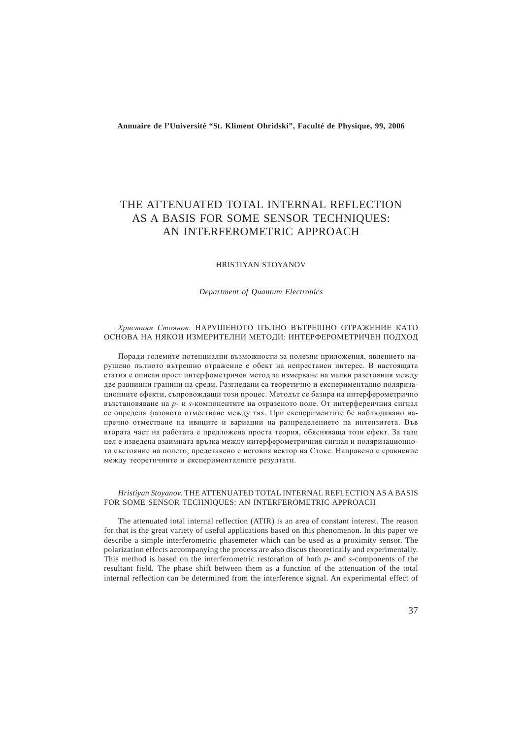**Annuaire de l'Université "St. Kliment Ohridski", Faculté de Physique, 99, 2006**

# THE ATTENUATED TOTAL INTERNAL REFLECTION AS A BASIS FOR SOME SENSOR TECHNIQUES: AN INTERFEROMETRIC APPROACH

HRISTIYAN STOYANOV

*Department of Quantum Electronics*

*Християн Стоянов.* НАРУШЕНОТО ПЪЛНО ВЪТРЕШНО ОТРАЖЕНИЕ КАТО ОСНОВА НА НЯКОИ ИЗМЕРИТЕЛНИ МЕТОДИ: ИНТЕРФЕРОМЕТРИЧЕН ПОДХОД

Поради големите потенциални възможности за полезни приложения, явлението нарушено пълното вътрешно отражение е обект на непрестанен интерес. В настоящата статия е описан прост интерфометричен метод за измерване на малки разстояния между две равнинни граници на среди. Разгледани са теоретично и експериментално поляризационните ефекти, съпровождащи този процес. Методът се базира на интерферометрично възстановяване на *p*- и *s*-компонентите на отразеното поле. От интерференчния сигнал се определя фазовото отместване между тях. При експериментите бе наблюдавано напречно отместване на ивиците и вариации на разпределението на интензитета. Във втората част на работата е предложена проста теория, обясняваща този ефект. За тази цел е изведена взаимната връзка между интерферометричния сигнал и поляризационното състояние на полето, представено с неговия вектор на Стокс. Направено е сравнение между теоретичните и експерименталните резултати.

*Hristiyan Stoyanov.* THE ATTENUATED TOTAL INTERNAL REFLECTION AS A BASIS FOR SOME SENSOR TECHNIQUES: AN INTERFEROMETRIC APPROACH

The attenuated total internal reflection (ATIR) is an area of constant interest. The reason for that is the great variety of useful applications based on this phenomenon. In this paper we describe a simple interferometric phasemeter which can be used as a proximity sensor. The polarization effects accompanying the process are also discus theoretically and experimentally. This method is based on the interferometric restoration of both *p*- and *s*-components of the resultant field. The phase shift between them as a function of the attenuation of the total internal reflection can be determined from the interference signal. An experimental effect of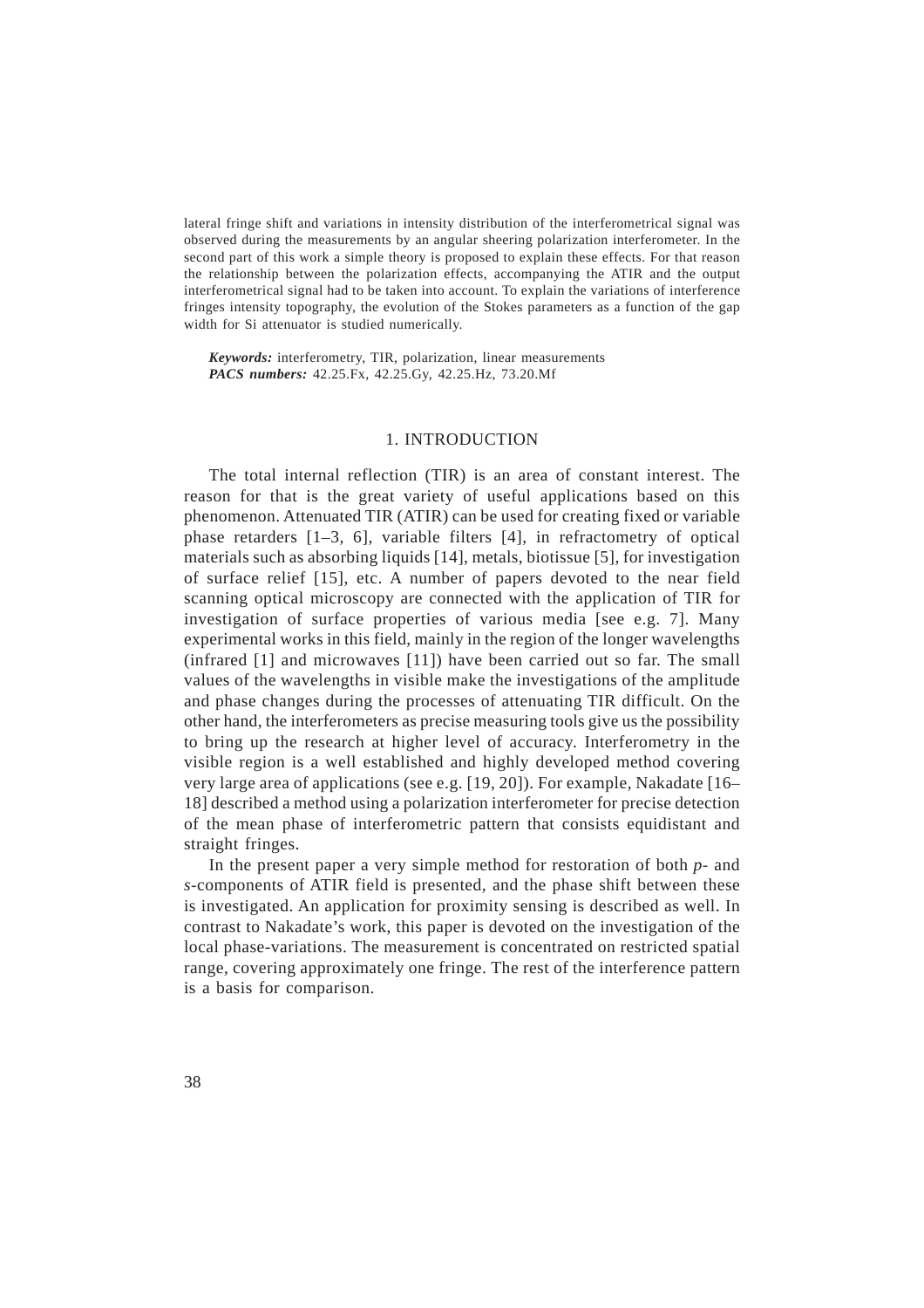lateral fringe shift and variations in intensity distribution of the interferometrical signal was observed during the measurements by an angular sheering polarization interferometer. In the second part of this work a simple theory is proposed to explain these effects. For that reason the relationship between the polarization effects, accompanying the ATIR and the output interferometrical signal had to be taken into account. To explain the variations of interference fringes intensity topography, the evolution of the Stokes parameters as a function of the gap width for Si attenuator is studied numerically.

***Keywords:*** interferometry, TIR, polarization, linear measurements
***PACS numbers:*** 42.25.Fx, 42.25.Gy, 42.25.Hz, 73.20.Mf

## 1. INTRODUCTION

The total internal reflection (TIR) is an area of constant interest. The reason for that is the great variety of useful applications based on this phenomenon. Attenuated TIR (ATIR) can be used for creating fixed or variable phase retarders [1–3, 6], variable filters [4], in refractometry of optical materials such as absorbing liquids [14], metals, biotissue [5], for investigation of surface relief [15], etc. A number of papers devoted to the near field scanning optical microscopy are connected with the application of TIR for investigation of surface properties of various media [see e.g. 7]. Many experimental works in this field, mainly in the region of the longer wavelengths (infrared [1] and microwaves [11]) have been carried out so far. The small values of the wavelengths in visible make the investigations of the amplitude and phase changes during the processes of attenuating TIR difficult. On the other hand, the interferometers as precise measuring tools give us the possibility to bring up the research at higher level of accuracy. Interferometry in the visible region is a well established and highly developed method covering very large area of applications (see e.g. [19, 20]). For example, Nakadate [16–18] described a method using a polarization interferometer for precise detection of the mean phase of interferometric pattern that consists equidistant and straight fringes.

In the present paper a very simple method for restoration of both *p*- and *s*-components of ATIR field is presented, and the phase shift between these is investigated. An application for proximity sensing is described as well. In contrast to Nakadate's work, this paper is devoted on the investigation of the local phase-variations. The measurement is concentrated on restricted spatial range, covering approximately one fringe. The rest of the interference pattern is a basis for comparison.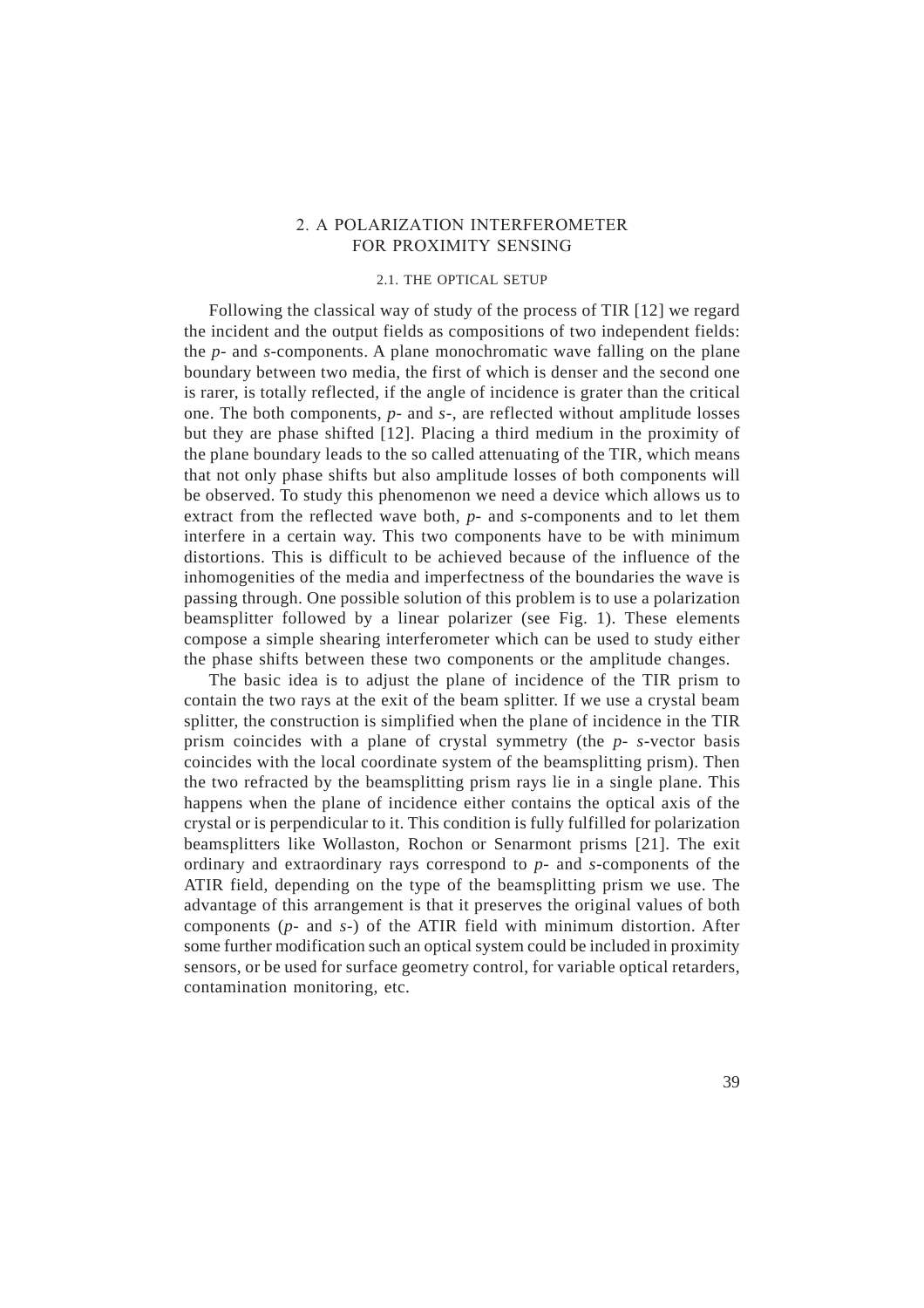## 2. A POLARIZATION INTERFEROMETER FOR PROXIMITY SENSING

### 2.1. THE OPTICAL SETUP

Following the classical way of study of the process of TIR [12] we regard the incident and the output fields as compositions of two independent fields: the *p*- and *s*-components. A plane monochromatic wave falling on the plane boundary between two media, the first of which is denser and the second one is rarer, is totally reflected, if the angle of incidence is grater than the critical one. The both components, *p*- and *s*-, are reflected without amplitude losses but they are phase shifted [12]. Placing a third medium in the proximity of the plane boundary leads to the so called attenuating of the TIR, which means that not only phase shifts but also amplitude losses of both components will be observed. To study this phenomenon we need a device which allows us to extract from the reflected wave both, *p*- and *s*-components and to let them interfere in a certain way. This two components have to be with minimum distortions. This is difficult to be achieved because of the influence of the inhomogenities of the media and imperfectness of the boundaries the wave is passing through. One possible solution of this problem is to use a polarization beamsplitter followed by a linear polarizer (see Fig. 1). These elements compose a simple shearing interferometer which can be used to study either the phase shifts between these two components or the amplitude changes.

The basic idea is to adjust the plane of incidence of the TIR prism to contain the two rays at the exit of the beam splitter. If we use a crystal beam splitter, the construction is simplified when the plane of incidence in the TIR prism coincides with a plane of crystal symmetry (the *p*- *s*-vector basis coincides with the local coordinate system of the beamsplitting prism). Then the two refracted by the beamsplitting prism rays lie in a single plane. This happens when the plane of incidence either contains the optical axis of the crystal or is perpendicular to it. This condition is fully fulfilled for polarization beamsplitters like Wollaston, Rochon or Senarmont prisms [21]. The exit ordinary and extraordinary rays correspond to *p*- and *s*-components of the ATIR field, depending on the type of the beamsplitting prism we use. The advantage of this arrangement is that it preserves the original values of both components (*p*- and *s*-) of the ATIR field with minimum distortion. After some further modification such an optical system could be included in proximity sensors, or be used for surface geometry control, for variable optical retarders, contamination monitoring, etc.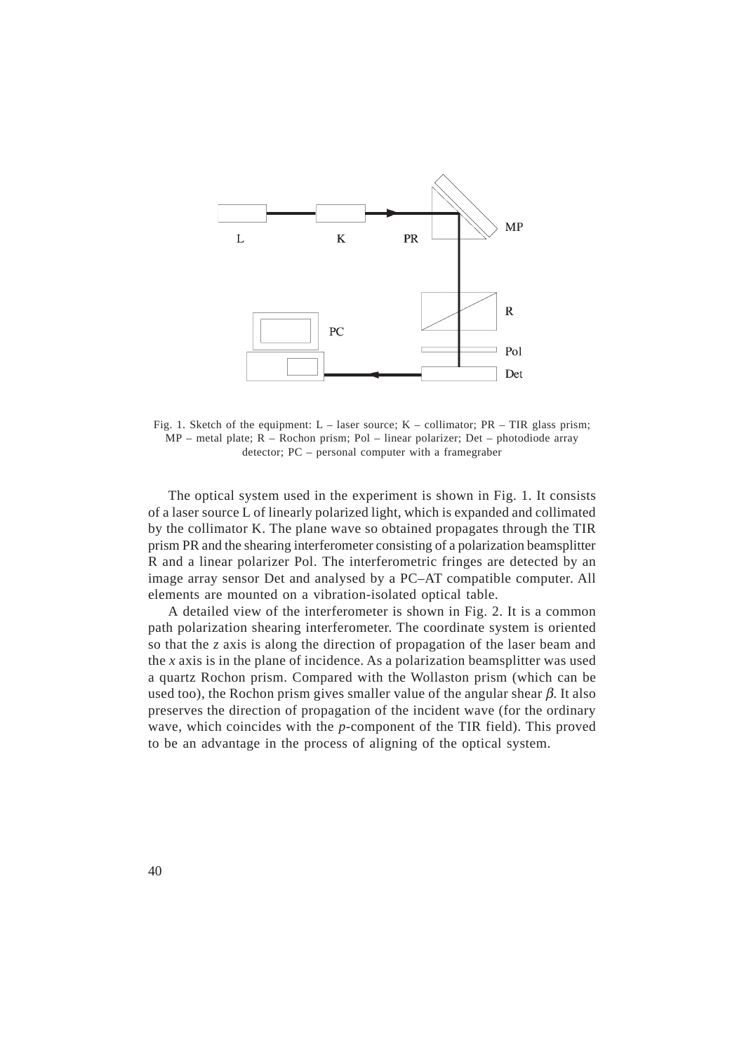Fig. 1. Sketch of the equipment: L – laser source; K – collimator; PR – TIR glass prism; MP – metal plate; R – Rochon prism; Pol – linear polarizer; Det – photodiode array detector; PC – personal computer with a framegraber

The optical system used in the experiment is shown in Fig. 1. It consists of a laser source L of linearly polarized light, which is expanded and collimated by the collimator K. The plane wave so obtained propagates through the TIR prism PR and the shearing interferometer consisting of a polarization beamsplitter R and a linear polarizer Pol. The interferometric fringes are detected by an image array sensor Det and analysed by a PC–AT compatible computer. All elements are mounted on a vibration-isolated optical table.

A detailed view of the interferometer is shown in Fig. 2. It is a common path polarization shearing interferometer. The coordinate system is oriented so that the $z$ axis is along the direction of propagation of the laser beam and the $x$ axis is in the plane of incidence. As a polarization beamsplitter was used a quartz Rochon prism. Compared with the Wollaston prism (which can be used too), the Rochon prism gives smaller value of the angular shear $\beta$. It also preserves the direction of propagation of the incident wave (for the ordinary wave, which coincides with the $p$-component of the TIR field). This proved to be an advantage in the process of aligning of the optical system.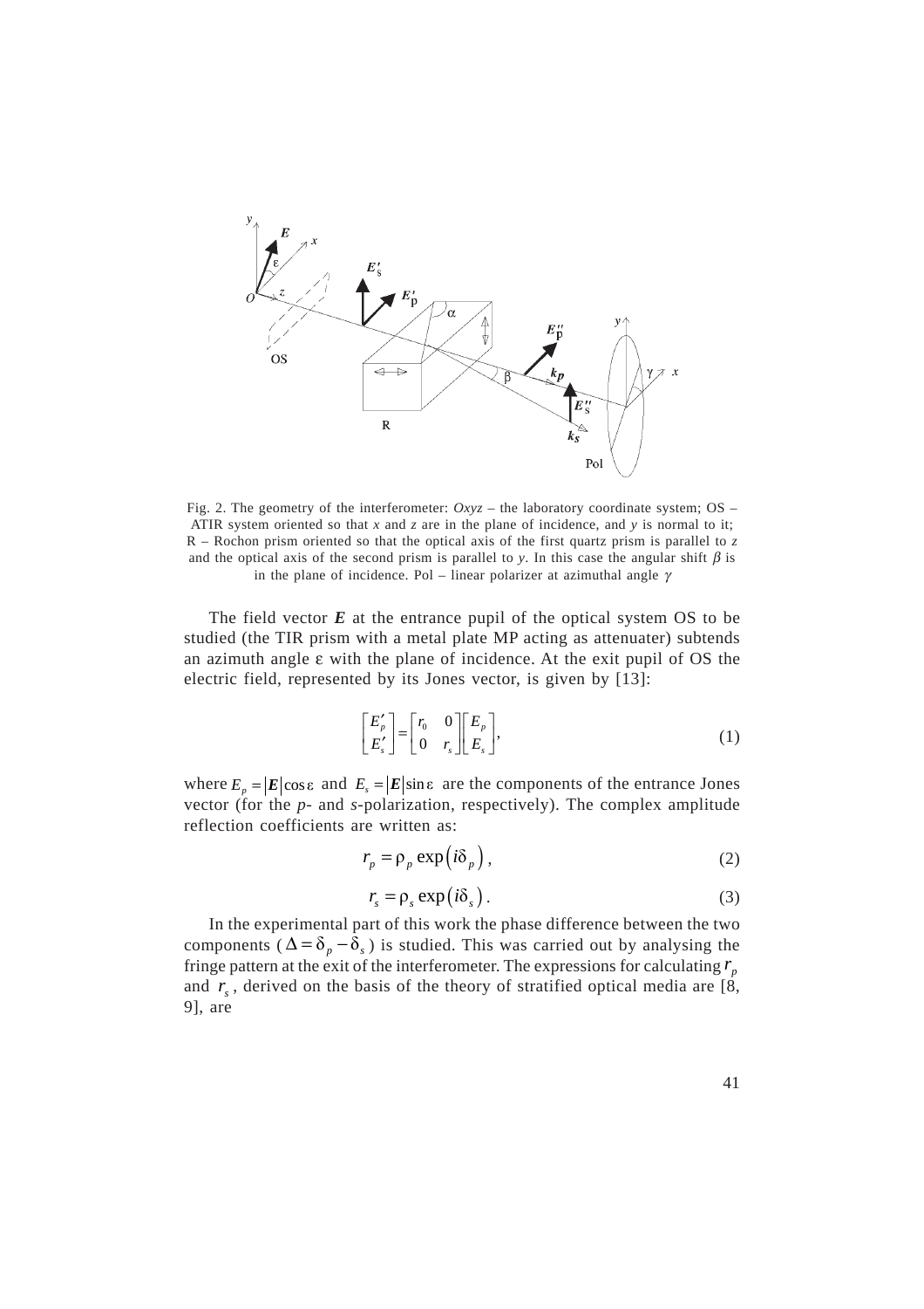Fig. 2. The geometry of the interferometer: $Oxyz$ – the laboratory coordinate system; OS – ATIR system oriented so that $x$ and $z$ are in the plane of incidence, and $y$ is normal to it; R – Rochon prism oriented so that the optical axis of the first quartz prism is parallel to $z$ and the optical axis of the second prism is parallel to $y$. In this case the angular shift $\beta$ is in the plane of incidence. Pol – linear polarizer at azimuthal angle $\gamma$

The field vector $\boldsymbol{E}$ at the entrance pupil of the optical system OS to be studied (the TIR prism with a metal plate MP acting as attenuater) subtends an azimuth angle $\varepsilon$ with the plane of incidence. At the exit pupil of OS the electric field, represented by its Jones vector, is given by [13]:

$$\begin{bmatrix} E'_p \\ E'_s \end{bmatrix} = \begin{bmatrix} r_0 & 0 \\ 0 & r_s \end{bmatrix} \begin{bmatrix} E_p \\ E_s \end{bmatrix}, \tag{1}$$

where $E_p = |\boldsymbol{E}|\cos\varepsilon$ and $E_s = |\boldsymbol{E}|\sin\varepsilon$ are the components of the entrance Jones vector (for the $p$- and $s$-polarization, respectively). The complex amplitude reflection coefficients are written as:

$$r_p = \rho_p \exp\left(i\delta_p\right), \tag{2}$$

$$r_s = \rho_s \exp\left(i\delta_s\right). \tag{3}$$

In the experimental part of this work the phase difference between the two components ($\Delta = \delta_p - \delta_s$) is studied. This was carried out by analysing the fringe pattern at the exit of the interferometer. The expressions for calculating $r_p$ and $r_s$, derived on the basis of the theory of stratified optical media are [8, 9], are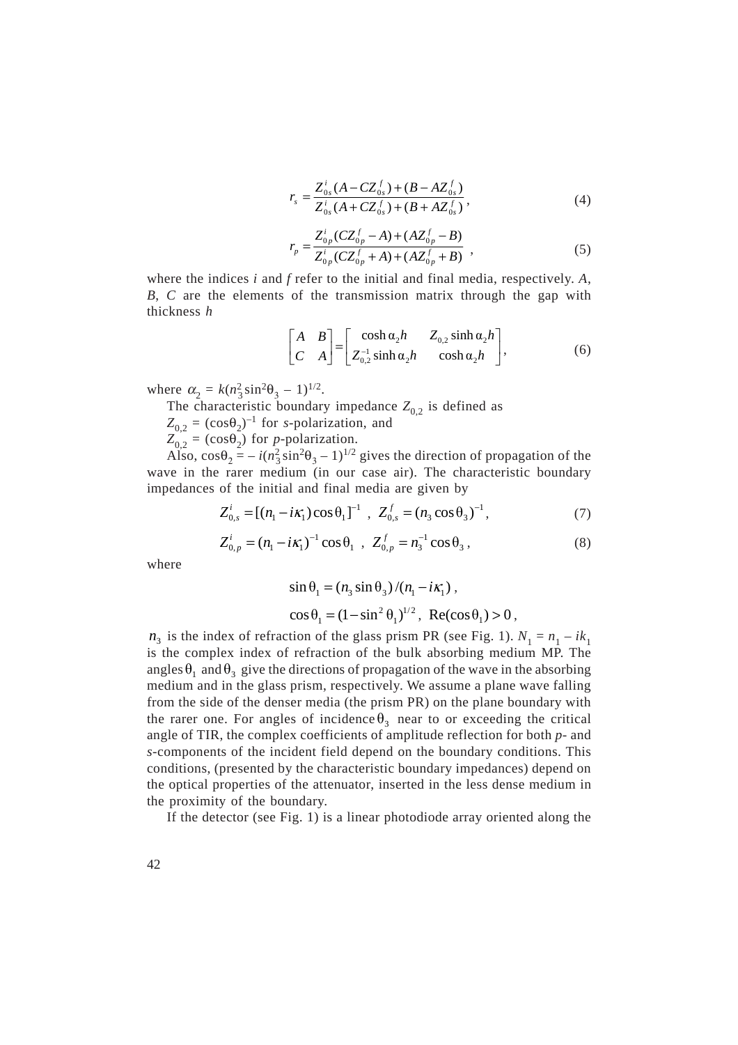$$r_s = \frac{Z_{0s}^i (A - CZ_{0s}^f) + (B - AZ_{0s}^f)}{Z_{0s}^i (A + CZ_{0s}^f) + (B + AZ_{0s}^f)}, \tag{4}$$

$$r_p = \frac{Z_{0p}^i (CZ_{0p}^f - A) + (AZ_{0p}^f - B)}{Z_{0p}^i (CZ_{0p}^f + A) + (AZ_{0p}^f + B)}, \tag{5}$$

where the indices *i* and *f* refer to the initial and final media, respectively. *A*, *B*, *C* are the elements of the transmission matrix through the gap with thickness *h*

$$\begin{bmatrix} A & B \\ C & A \end{bmatrix} = \begin{bmatrix} \cosh \alpha_2 h & Z_{0,2} \sinh \alpha_2 h \\ Z_{0,2}^{-1} \sinh \alpha_2 h & \cosh \alpha_2 h \end{bmatrix}, \tag{6}$$

where $\alpha_2 = k(n_3^2 \sin^2\theta_3 - 1)^{1/2}$.

The characteristic boundary impedance $Z_{0,2}$ is defined as

$Z_{0,2} = (\cos\theta_2)^{-1}$ for *s*-polarization, and

$Z_{0,2} = (\cos\theta_2)$ for *p*-polarization.

Also, $\cos\theta_2 = -i(n_3^2 \sin^2\theta_3 - 1)^{1/2}$ gives the direction of propagation of the wave in the rarer medium (in our case air). The characteristic boundary impedances of the initial and final media are given by

$$Z_{0,s}^i = [(n_1 - i\kappa_1)\cos\theta_1]^{-1}, \quad Z_{0,s}^f = (n_3 \cos\theta_3)^{-1}, \tag{7}$$

$$Z_{0,p}^i = (n_1 - i\kappa_1)^{-1}\cos\theta_1, \quad Z_{0,p}^f = n_3^{-1}\cos\theta_3, \tag{8}$$

where

$$\sin\theta_1 = (n_3 \sin\theta_3)/(n_1 - i\kappa_1),$$

$$\cos\theta_1 = (1 - \sin^2\theta_1)^{1/2}, \ \mathrm{Re}(\cos\theta_1) > 0,$$

$n_3$ is the index of refraction of the glass prism PR (see Fig. 1). $N_1 = n_1 - ik_1$ is the complex index of refraction of the bulk absorbing medium MP. The angles $\theta_1$ and $\theta_3$ give the directions of propagation of the wave in the absorbing medium and in the glass prism, respectively. We assume a plane wave falling from the side of the denser media (the prism PR) on the plane boundary with the rarer one. For angles of incidence $\theta_3$ near to or exceeding the critical angle of TIR, the complex coefficients of amplitude reflection for both *p*- and *s*-components of the incident field depend on the boundary conditions. This conditions, (presented by the characteristic boundary impedances) depend on the optical properties of the attenuator, inserted in the less dense medium in the proximity of the boundary.

If the detector (see Fig. 1) is a linear photodiode array oriented along the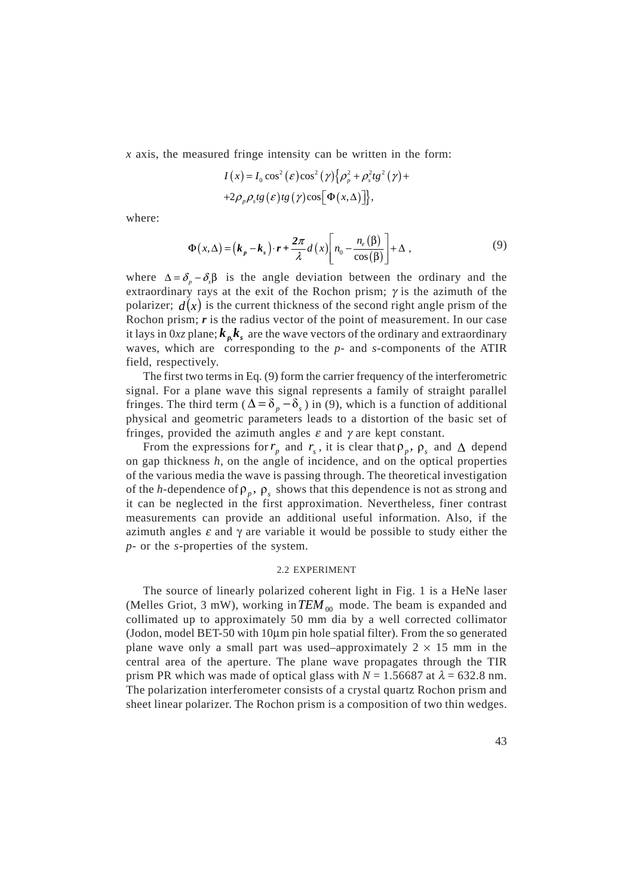$x$ axis, the measured fringe intensity can be written in the form:

$$I(x) = I_0 \cos^2(\varepsilon)\cos^2(\gamma)\left\{\rho_p^2 + \rho_s^2 tg^2(\gamma) + \right.$$
$$\left. +2\rho_p\rho_s tg(\varepsilon) tg(\gamma)\cos\left[\Phi(x,\Delta)\right]\right\},$$

where:

$$\Phi(x,\Delta) = (\boldsymbol{k_p} - \boldsymbol{k_s})\cdot \boldsymbol{r} + \frac{\boldsymbol{2\pi}}{\lambda} d(x)\left[n_0 - \frac{n_e(\beta)}{\cos(\beta)}\right] + \Delta \ , \tag{9}$$

where $\Delta = \delta_p - \delta_s \beta$ is the angle deviation between the ordinary and the extraordinary rays at the exit of the Rochon prism; $\gamma$ is the azimuth of the polarizer; $d(x)$ is the current thickness of the second right angle prism of the Rochon prism; $\boldsymbol{r}$ is the radius vector of the point of measurement. In our case it lays in 0*xz* plane; $\boldsymbol{k_p}, \boldsymbol{k_s}$ are the wave vectors of the ordinary and extraordinary waves, which are corresponding to the *p*- and *s*-components of the ATIR field, respectively.

The first two terms in Eq. (9) form the carrier frequency of the interferometric signal. For a plane wave this signal represents a family of straight parallel fringes. The third term ($\Delta = \delta_p - \delta_s$) in (9), which is a function of additional physical and geometric parameters leads to a distortion of the basic set of fringes, provided the azimuth angles $\varepsilon$ and $\gamma$ are kept constant.

From the expressions for $r_p$ and $r_s$, it is clear that $\rho_p$, $\rho_s$ and $\Delta$ depend on gap thickness $h$, on the angle of incidence, and on the optical properties of the various media the wave is passing through. The theoretical investigation of the $h$-dependence of $\rho_p$, $\rho_s$ shows that this dependence is not as strong and it can be neglected in the first approximation. Nevertheless, finer contrast measurements can provide an additional useful information. Also, if the azimuth angles $\varepsilon$ and $\gamma$ are variable it would be possible to study either the *p*- or the *s*-properties of the system.

### 2.2 EXPERIMENT

The source of linearly polarized coherent light in Fig. 1 is a HeNe laser (Melles Griot, 3 mW), working in $TEM_{00}$ mode. The beam is expanded and collimated up to approximately 50 mm dia by a well corrected collimator (Jodon, model BET-50 with 10µm pin hole spatial filter). From the so generated plane wave only a small part was used–approximately 2 × 15 mm in the central area of the aperture. The plane wave propagates through the TIR prism PR which was made of optical glass with $N = 1.56687$ at $\lambda = 632.8$ nm. The polarization interferometer consists of a crystal quartz Rochon prism and sheet linear polarizer. The Rochon prism is a composition of two thin wedges.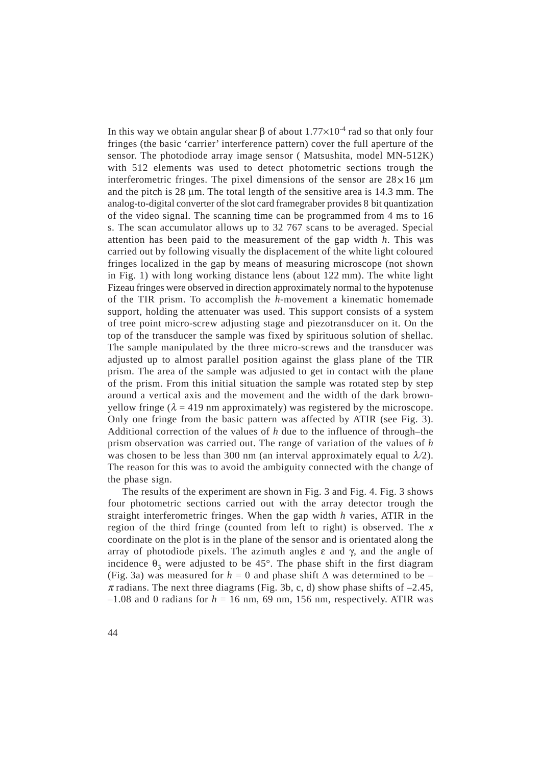In this way we obtain angular shear β of about $1.77\times10^{-4}$ rad so that only four fringes (the basic 'carrier' interference pattern) cover the full aperture of the sensor. The photodiode array image sensor ( Matsushita, model MN-512K) with 512 elements was used to detect photometric sections trough the interferometric fringes. The pixel dimensions of the sensor are $28\times16$ μm and the pitch is 28 μm. The total length of the sensitive area is 14.3 mm. The analog-to-digital converter of the slot card framegraber provides 8 bit quantization of the video signal. The scanning time can be programmed from 4 ms to 16 s. The scan accumulator allows up to 32 767 scans to be averaged. Special attention has been paid to the measurement of the gap width $h$. This was carried out by following visually the displacement of the white light coloured fringes localized in the gap by means of measuring microscope (not shown in Fig. 1) with long working distance lens (about 122 mm). The white light Fizeau fringes were observed in direction approximately normal to the hypotenuse of the TIR prism. To accomplish the $h$-movement a kinematic homemade support, holding the attenuater was used. This support consists of a system of tree point micro-screw adjusting stage and piezotransducer on it. On the top of the transducer the sample was fixed by spirituous solution of shellac. The sample manipulated by the three micro-screws and the transducer was adjusted up to almost parallel position against the glass plane of the TIR prism. The area of the sample was adjusted to get in contact with the plane of the prism. From this initial situation the sample was rotated step by step around a vertical axis and the movement and the width of the dark brown-yellow fringe ($\lambda$ = 419 nm approximately) was registered by the microscope. Only one fringe from the basic pattern was affected by ATIR (see Fig. 3). Additional correction of the values of $h$ due to the influence of through–the prism observation was carried out. The range of variation of the values of $h$ was chosen to be less than 300 nm (an interval approximately equal to $\lambda/2$). The reason for this was to avoid the ambiguity connected with the change of the phase sign.

The results of the experiment are shown in Fig. 3 and Fig. 4. Fig. 3 shows four photometric sections carried out with the array detector trough the straight interferometric fringes. When the gap width $h$ varies, ATIR in the region of the third fringe (counted from left to right) is observed. The $x$ coordinate on the plot is in the plane of the sensor and is orientated along the array of photodiode pixels. The azimuth angles ε and γ, and the angle of incidence $\theta_3$ were adjusted to be 45°. The phase shift in the first diagram (Fig. 3a) was measured for $h$ = 0 and phase shift Δ was determined to be –$\pi$ radians. The next three diagrams (Fig. 3b, c, d) show phase shifts of –2.45, –1.08 and 0 radians for $h$ = 16 nm, 69 nm, 156 nm, respectively. ATIR was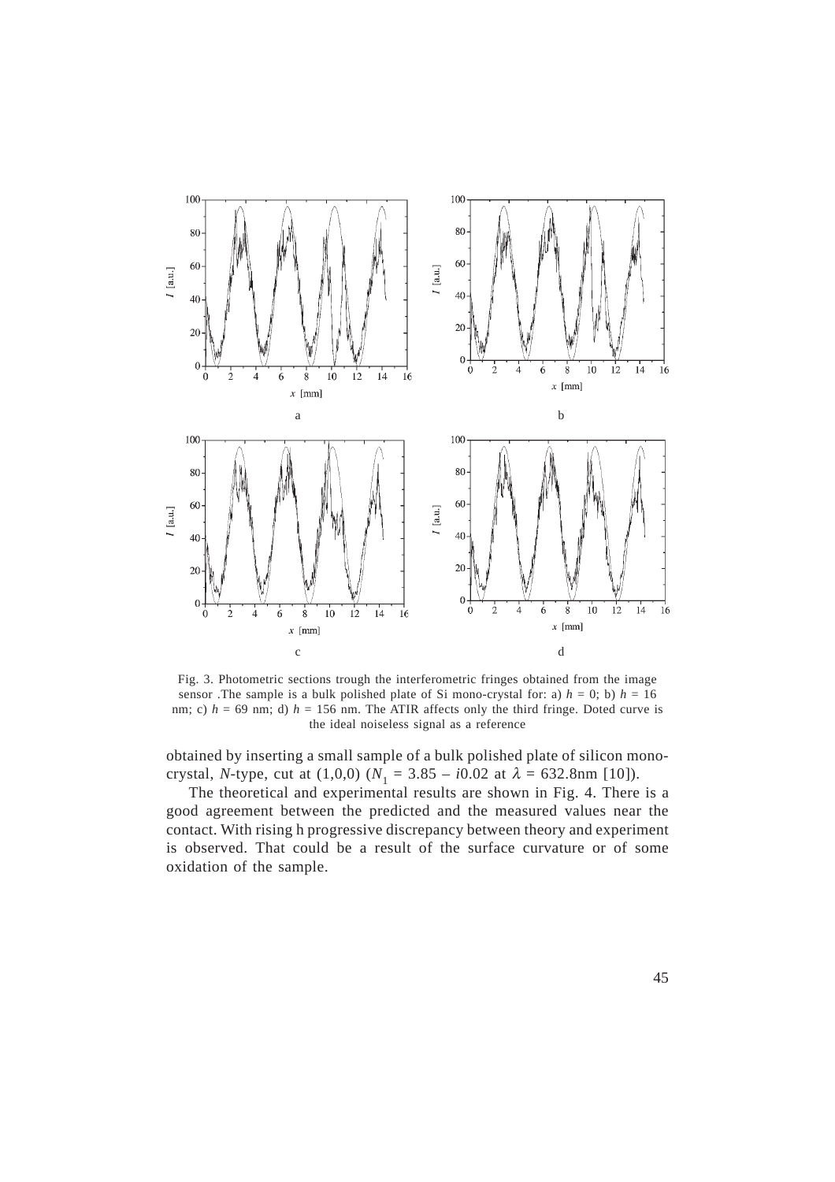Fig. 3. Photometric sections trough the interferometric fringes obtained from the image sensor .The sample is a bulk polished plate of Si mono-crystal for: a) $h = 0$; b) $h = 16$ nm; c) $h = 69$ nm; d) $h = 156$ nm. The ATIR affects only the third fringe. Doted curve is the ideal noiseless signal as a reference

obtained by inserting a small sample of a bulk polished plate of silicon mono-crystal, *N*-type, cut at (1,0,0) ($N_1 = 3.85 - i0.02$ at $\lambda = 632.8$nm [10]).

The theoretical and experimental results are shown in Fig. 4. There is a good agreement between the predicted and the measured values near the contact. With rising h progressive discrepancy between theory and experiment is observed. That could be a result of the surface curvature or of some oxidation of the sample.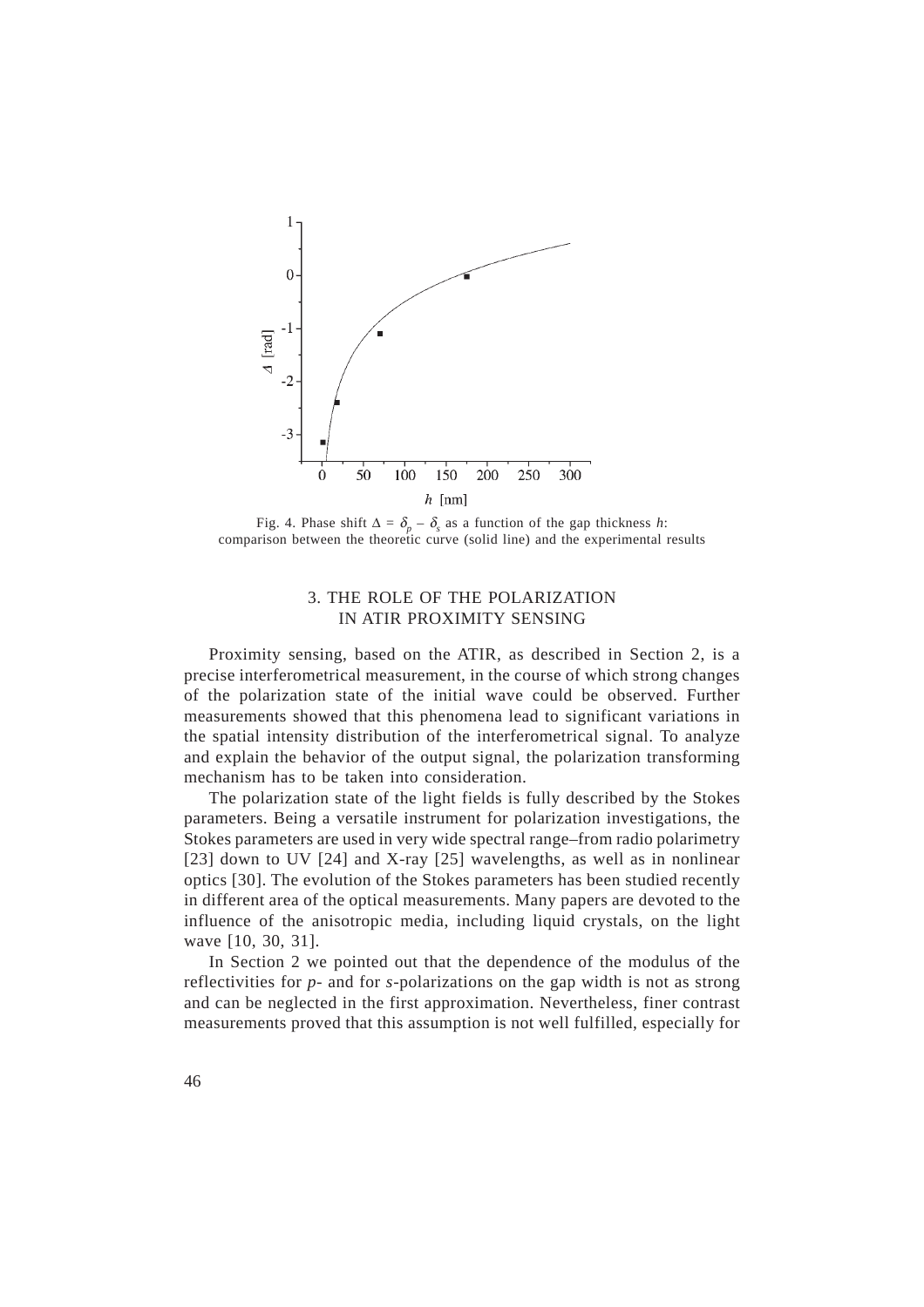Fig. 4. Phase shift $\Delta = \delta_p - \delta_s$ as a function of the gap thickness $h$: comparison between the theoretic curve (solid line) and the experimental results

## 3. THE ROLE OF THE POLARIZATION IN ATIR PROXIMITY SENSING

Proximity sensing, based on the ATIR, as described in Section 2, is a precise interferometrical measurement, in the course of which strong changes of the polarization state of the initial wave could be observed. Further measurements showed that this phenomena lead to significant variations in the spatial intensity distribution of the interferometrical signal. To analyze and explain the behavior of the output signal, the polarization transforming mechanism has to be taken into consideration.

The polarization state of the light fields is fully described by the Stokes parameters. Being a versatile instrument for polarization investigations, the Stokes parameters are used in very wide spectral range–from radio polarimetry [23] down to UV [24] and X-ray [25] wavelengths, as well as in nonlinear optics [30]. The evolution of the Stokes parameters has been studied recently in different area of the optical measurements. Many papers are devoted to the influence of the anisotropic media, including liquid crystals, on the light wave [10, 30, 31].

In Section 2 we pointed out that the dependence of the modulus of the reflectivities for *p*- and for *s*-polarizations on the gap width is not as strong and can be neglected in the first approximation. Nevertheless, finer contrast measurements proved that this assumption is not well fulfilled, especially for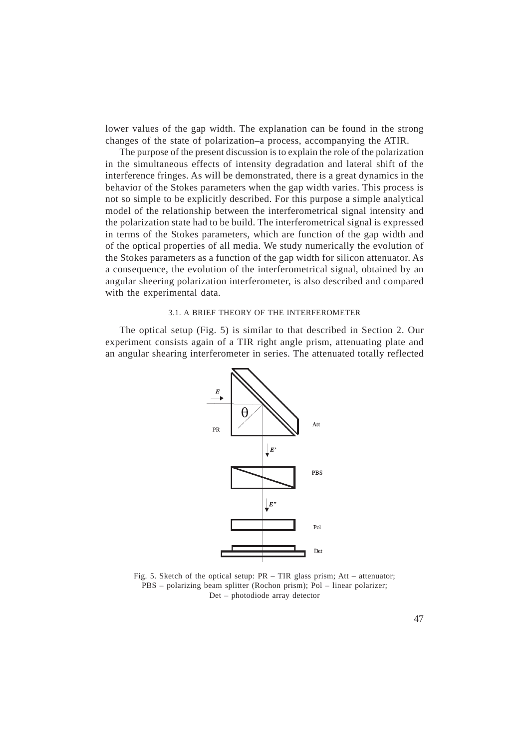lower values of the gap width. The explanation can be found in the strong changes of the state of polarization–a process, accompanying the ATIR.

The purpose of the present discussion is to explain the role of the polarization in the simultaneous effects of intensity degradation and lateral shift of the interference fringes. As will be demonstrated, there is a great dynamics in the behavior of the Stokes parameters when the gap width varies. This process is not so simple to be explicitly described. For this purpose a simple analytical model of the relationship between the interferometrical signal intensity and the polarization state had to be build. The interferometrical signal is expressed in terms of the Stokes parameters, which are function of the gap width and of the optical properties of all media. We study numerically the evolution of the Stokes parameters as a function of the gap width for silicon attenuator. As a consequence, the evolution of the interferometrical signal, obtained by an angular sheering polarization interferometer, is also described and compared with the experimental data.

### 3.1. A BRIEF THEORY OF THE INTERFEROMETER

The optical setup (Fig. 5) is similar to that described in Section 2. Our experiment consists again of a TIR right angle prism, attenuating plate and an angular shearing interferometer in series. The attenuated totally reflected

Fig. 5. Sketch of the optical setup: PR – TIR glass prism; Att – attenuator; PBS – polarizing beam splitter (Rochon prism); Pol – linear polarizer; Det – photodiode array detector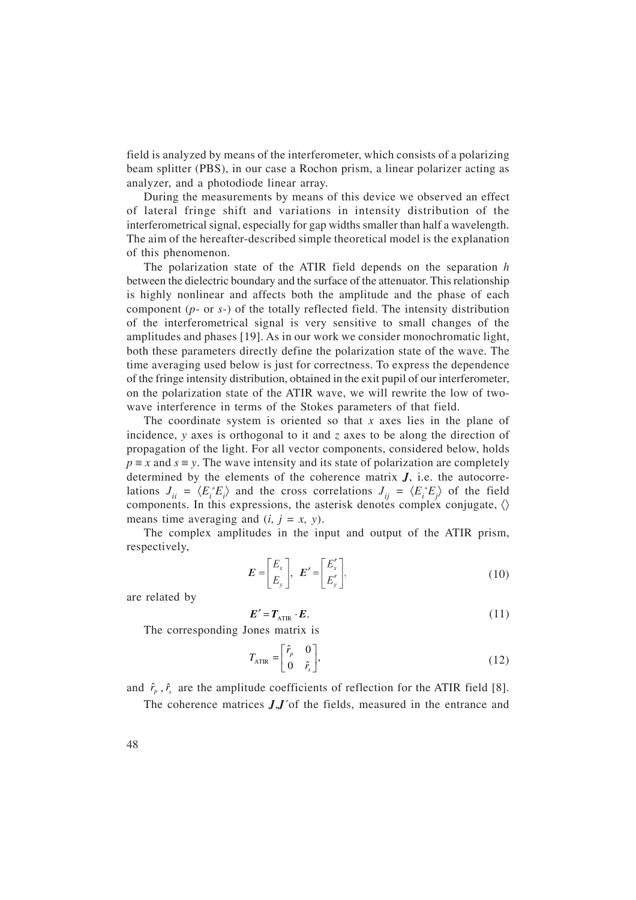field is analyzed by means of the interferometer, which consists of a polarizing beam splitter (PBS), in our case a Rochon prism, a linear polarizer acting as analyzer, and a photodiode linear array.

During the measurements by means of this device we observed an effect of lateral fringe shift and variations in intensity distribution of the interferometrical signal, especially for gap widths smaller than half a wavelength. The aim of the hereafter-described simple theoretical model is the explanation of this phenomenon.

The polarization state of the ATIR field depends on the separation $h$ between the dielectric boundary and the surface of the attenuator. This relationship is highly nonlinear and affects both the amplitude and the phase of each component ($p$- or $s$-) of the totally reflected field. The intensity distribution of the interferometrical signal is very sensitive to small changes of the amplitudes and phases [19]. As in our work we consider monochromatic light, both these parameters directly define the polarization state of the wave. The time averaging used below is just for correctness. To express the dependence of the fringe intensity distribution, obtained in the exit pupil of our interferometer, on the polarization state of the ATIR wave, we will rewrite the low of two-wave interference in terms of the Stokes parameters of that field.

The coordinate system is oriented so that $x$ axes lies in the plane of incidence, $y$ axes is orthogonal to it and $z$ axes to be along the direction of propagation of the light. For all vector components, considered below, holds $p \equiv x$ and $s \equiv y$. The wave intensity and its state of polarization are completely determined by the elements of the coherence matrix $\boldsymbol{J}$, i.e. the autocorrelations $J_{ii} = \langle E_i^* E_i \rangle$ and the cross correlations $J_{ij} = \langle E_i^* E_j \rangle$ of the field components. In this expressions, the asterisk denotes complex conjugate, $\langle\rangle$ means time averaging and ($i, j = x, y$).

The complex amplitudes in the input and output of the ATIR prism, respectively,

$$\boldsymbol{E} = \begin{bmatrix} E_x \\ E_y \end{bmatrix}, \quad \boldsymbol{E}' = \begin{bmatrix} E_x' \\ E_y' \end{bmatrix}, \tag{10}$$

are related by

$$\boldsymbol{E}' = \boldsymbol{T}_{\text{ATIR}} \cdot \boldsymbol{E}. \tag{11}$$

The corresponding Jones matrix is

$$T_{\text{ATIR}} = \begin{bmatrix} \hat{r}_p & 0 \\ 0 & \hat{r}_s \end{bmatrix}, \tag{12}$$

and $\hat{r}_p, \hat{r}_s$ are the amplitude coefficients of reflection for the ATIR field [8].

The coherence matrices $\boldsymbol{J}$,$\boldsymbol{J}'$ of the fields, measured in the entrance and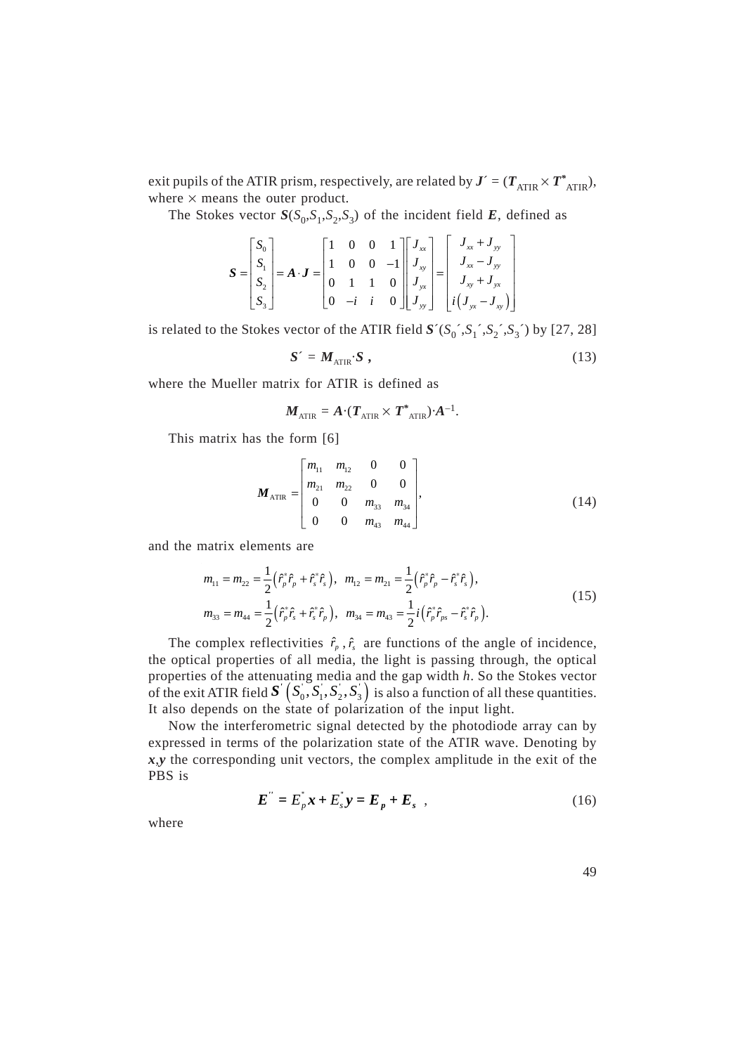exit pupils of the ATIR prism, respectively, are related by $\boldsymbol{J}' = (\boldsymbol{T}_{\mathrm{ATIR}} \times \boldsymbol{T}^{*}_{\mathrm{ATIR}})$, where $\times$ means the outer product.

The Stokes vector $\boldsymbol{S}(S_0,S_1,S_2,S_3)$ of the incident field $\boldsymbol{E}$, defined as

$$\boldsymbol{S} = \begin{bmatrix} S_0 \\ S_1 \\ S_2 \\ S_3 \end{bmatrix} = \boldsymbol{A} \cdot \boldsymbol{J} = \begin{bmatrix} 1 & 0 & 0 & 1 \\ 1 & 0 & 0 & -1 \\ 0 & 1 & 1 & 0 \\ 0 & -i & i & 0 \end{bmatrix} \begin{bmatrix} J_{xx} \\ J_{xy} \\ J_{yx} \\ J_{yy} \end{bmatrix} = \begin{bmatrix} J_{xx} + J_{yy} \\ J_{xx} - J_{yy} \\ J_{xy} + J_{yx} \\ i\left(J_{yx} - J_{xy}\right) \end{bmatrix}$$

is related to the Stokes vector of the ATIR field $\boldsymbol{S}'(S_0',S_1',S_2',S_3')$ by [27, 28]

$$\boldsymbol{S}' = \boldsymbol{M}_{\mathrm{ATIR}} \cdot \boldsymbol{S}\,, \tag{13}$$

where the Mueller matrix for ATIR is defined as

$$\boldsymbol{M}_{\mathrm{ATIR}} = \boldsymbol{A} \cdot (\boldsymbol{T}_{\mathrm{ATIR}} \times \boldsymbol{T}^{*}_{\mathrm{ATIR}}) \cdot \boldsymbol{A}^{-1}.$$

This matrix has the form [6]

$$\boldsymbol{M}_{\mathrm{ATIR}} = \begin{bmatrix} m_{11} & m_{12} & 0 & 0 \\ m_{21} & m_{22} & 0 & 0 \\ 0 & 0 & m_{33} & m_{34} \\ 0 & 0 & m_{43} & m_{44} \end{bmatrix}, \tag{14}$$

and the matrix elements are

$$\begin{aligned} m_{11} = m_{22} &= \frac{1}{2}\left(\hat{r}_p^{*}\hat{r}_p + \hat{r}_s^{*}\hat{r}_s\right), \quad m_{12} = m_{21} = \frac{1}{2}\left(\hat{r}_p^{*}\hat{r}_p - \hat{r}_s^{*}\hat{r}_s\right), \\ m_{33} = m_{44} &= \frac{1}{2}\left(\hat{r}_p^{*}\hat{r}_s + \hat{r}_s^{*}\hat{r}_p\right), \quad m_{34} = m_{43} = \frac{1}{2} i\left(\hat{r}_p^{*}\hat{r}_{ps} - \hat{r}_s^{*}\hat{r}_p\right). \end{aligned} \tag{15}$$

The complex reflectivities $\hat{r}_p, \hat{r}_s$ are functions of the angle of incidence, the optical properties of all media, the light is passing through, the optical properties of the attenuating media and the gap width $h$. So the Stokes vector of the exit ATIR field $\boldsymbol{S}'\left(S_0', S_1', S_2', S_3'\right)$ is also a function of all these quantities. It also depends on the state of polarization of the input light.

Now the interferometric signal detected by the photodiode array can by expressed in terms of the polarization state of the ATIR wave. Denoting by $\boldsymbol{x},\boldsymbol{y}$ the corresponding unit vectors, the complex amplitude in the exit of the PBS is

$$\boldsymbol{E}'' = E_p^{"}\boldsymbol{x} + E_s^{"}\boldsymbol{y} = \boldsymbol{E}_{\boldsymbol{p}} + \boldsymbol{E}_{\boldsymbol{s}}\,, \tag{16}$$

where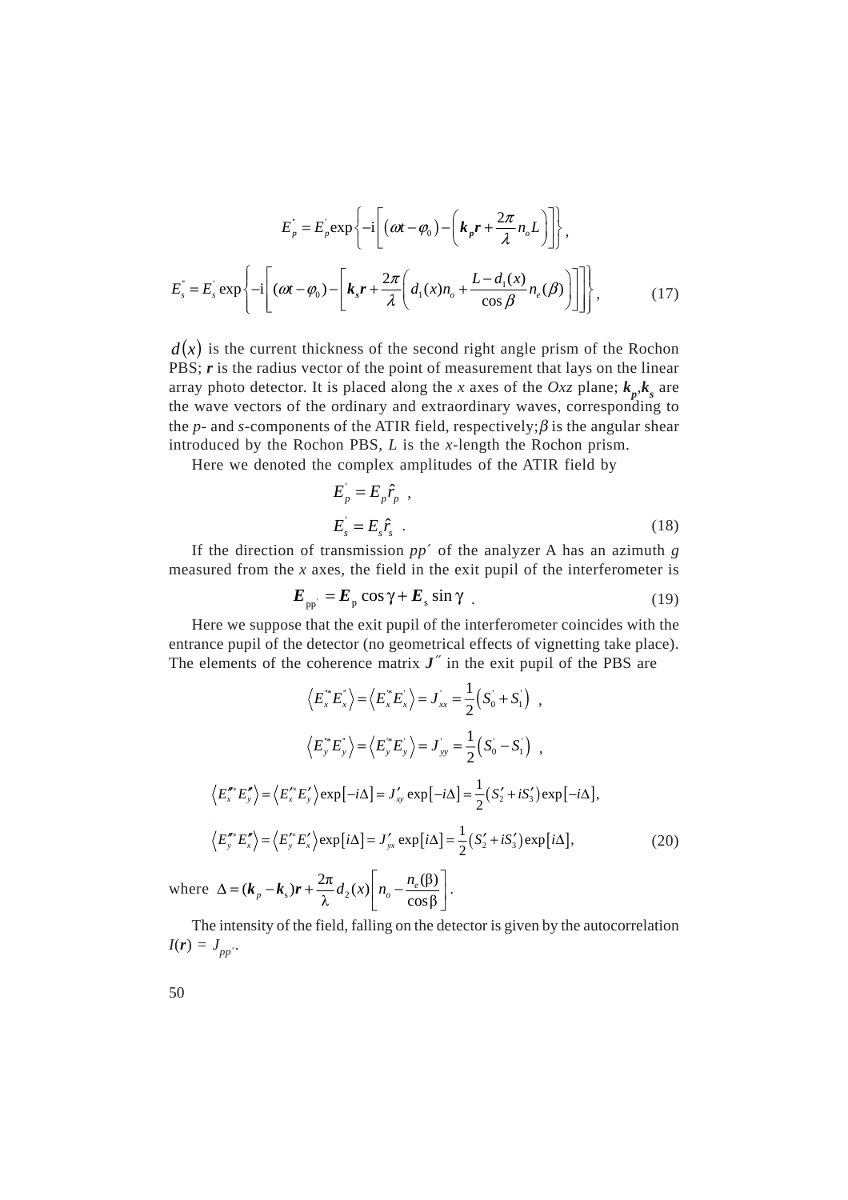$$E_p^{*} = E_p^{'}\exp\left\{-\mathrm{i}\left[\left(\omega t-\varphi_0\right)-\left(\boldsymbol{k_p r}+\frac{2\pi}{\lambda}n_o L\right)\right]\right\},$$

$$E_s^{*} = E_s^{'}\exp\left\{-\mathrm{i}\left[(\omega t-\varphi_0)-\left[\boldsymbol{k_s r}+\frac{2\pi}{\lambda}\left(d_1(x)n_o+\frac{L-d_1(x)}{\cos\beta}n_e(\beta)\right)\right]\right]\right\}, \tag{17}$$

$d(x)$ is the current thickness of the second right angle prism of the Rochon PBS; $\boldsymbol{r}$ is the radius vector of the point of measurement that lays on the linear array photo detector. It is placed along the *x* axes of the *Oxz* plane; $\boldsymbol{k_p}, \boldsymbol{k_s}$ are the wave vectors of the ordinary and extraordinary waves, corresponding to the *p*- and *s*-components of the ATIR field, respectively; $\beta$ is the angular shear introduced by the Rochon PBS, *L* is the *x*-length the Rochon prism.

Here we denoted the complex amplitudes of the ATIR field by

$$E_p^{'} = E_p\hat{r}_p \ ,$$

$$E_s^{'} = E_s\hat{r}_s \ . \tag{18}$$

If the direction of transmission *pp´* of the analyzer A has an azimuth *g* measured from the *x* axes, the field in the exit pupil of the interferometer is

$$\boldsymbol{E}_{\mathrm{pp}'} = \boldsymbol{E}_{\mathrm{p}}\cos\gamma + \boldsymbol{E}_{\mathrm{s}}\sin\gamma \ . \tag{19}$$

Here we suppose that the exit pupil of the interferometer coincides with the entrance pupil of the detector (no geometrical effects of vignetting take place). The elements of the coherence matrix $\boldsymbol{J}''$ in the exit pupil of the PBS are

$$\left\langle E_x^{**}E_x^{*}\right\rangle = \left\langle E_x^{'*}E_x^{'}\right\rangle = J_{xx}^{'} = \frac{1}{2}\left(S_0^{'}+S_1^{'}\right) \ ,$$

$$\left\langle E_y^{**}E_y^{*}\right\rangle = \left\langle E_y^{'*}E_y^{'}\right\rangle = J_{yy}^{'} = \frac{1}{2}\left(S_0^{'}-S_1^{'}\right) \ ,$$

$$\left\langle E_x^{\prime\prime *}E_y^{\prime\prime}\right\rangle = \left\langle E_x^{\prime *}E_y^{\prime}\right\rangle\exp\left[-i\Delta\right] = J_{xy}^{\prime}\exp\left[-i\Delta\right] = \frac{1}{2}\left(S_2^{\prime}+iS_3^{\prime}\right)\exp\left[-i\Delta\right],$$

$$\left\langle E_y^{\prime\prime *}E_x^{\prime\prime}\right\rangle = \left\langle E_y^{\prime *}E_x^{\prime}\right\rangle\exp\left[i\Delta\right] = J_{yx}^{\prime}\exp\left[i\Delta\right] = \frac{1}{2}\left(S_2^{\prime}+iS_3^{\prime}\right)\exp\left[i\Delta\right], \tag{20}$$

where $\Delta = (\boldsymbol{k}_p-\boldsymbol{k}_{\mathrm{s}})\boldsymbol{r}+\frac{2\pi}{\lambda}d_2(x)\left[n_o-\frac{n_e(\beta)}{\cos\beta}\right].$

The intensity of the field, falling on the detector is given by the autocorrelation $I(\boldsymbol{r}) = J_{pp'}$.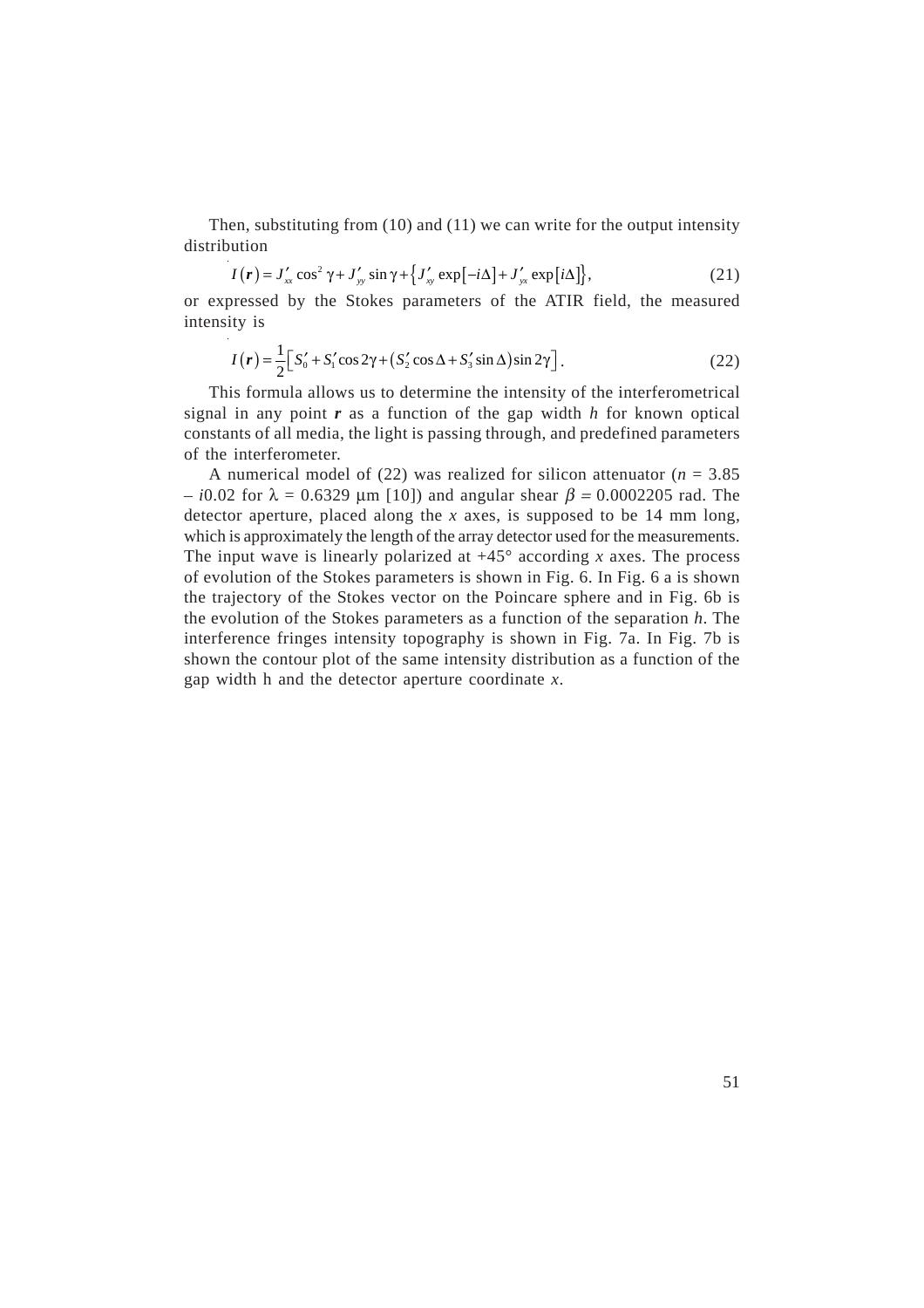Then, substituting from (10) and (11) we can write for the output intensity distribution

$$I(\boldsymbol{r}) = J'_{xx}\cos^2\gamma + J'_{yy}\sin\gamma + \left\{J'_{xy}\exp[-i\Delta] + J'_{yx}\exp[i\Delta]\right\}, \tag{21}$$

or expressed by the Stokes parameters of the ATIR field, the measured intensity is

$$I(\boldsymbol{r}) = \frac{1}{2}\left[S'_0 + S'_1\cos 2\gamma + \left(S'_2\cos\Delta + S'_3\sin\Delta\right)\sin 2\gamma\right]. \tag{22}$$

This formula allows us to determine the intensity of the interferometrical signal in any point $\boldsymbol{r}$ as a function of the gap width $h$ for known optical constants of all media, the light is passing through, and predefined parameters of the interferometer.

A numerical model of (22) was realized for silicon attenuator ($n$ = 3.85 – $i$0.02 for $\lambda$ = 0.6329 μm [10]) and angular shear $\beta$ = 0.0002205 rad. The detector aperture, placed along the $x$ axes, is supposed to be 14 mm long, which is approximately the length of the array detector used for the measurements. The input wave is linearly polarized at +45° according $x$ axes. The process of evolution of the Stokes parameters is shown in Fig. 6. In Fig. 6 a is shown the trajectory of the Stokes vector on the Poincare sphere and in Fig. 6b is the evolution of the Stokes parameters as a function of the separation $h$. The interference fringes intensity topography is shown in Fig. 7a. In Fig. 7b is shown the contour plot of the same intensity distribution as a function of the gap width h and the detector aperture coordinate $x$.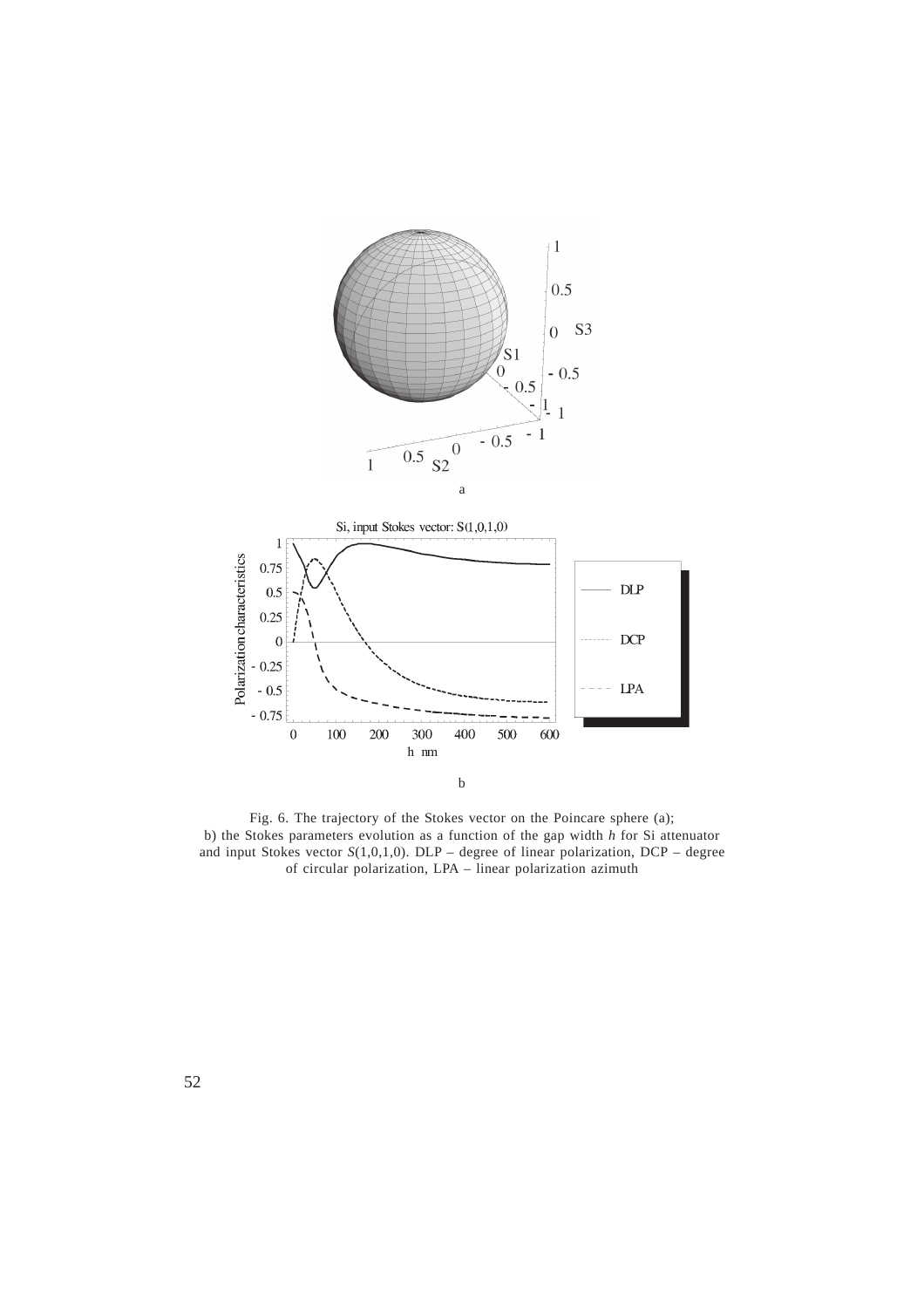Fig. 6. The trajectory of the Stokes vector on the Poincare sphere (a); b) the Stokes parameters evolution as a function of the gap width *h* for Si attenuator and input Stokes vector *S*(1,0,1,0). DLP – degree of linear polarization, DCP – degree of circular polarization, LPA – linear polarization azimuth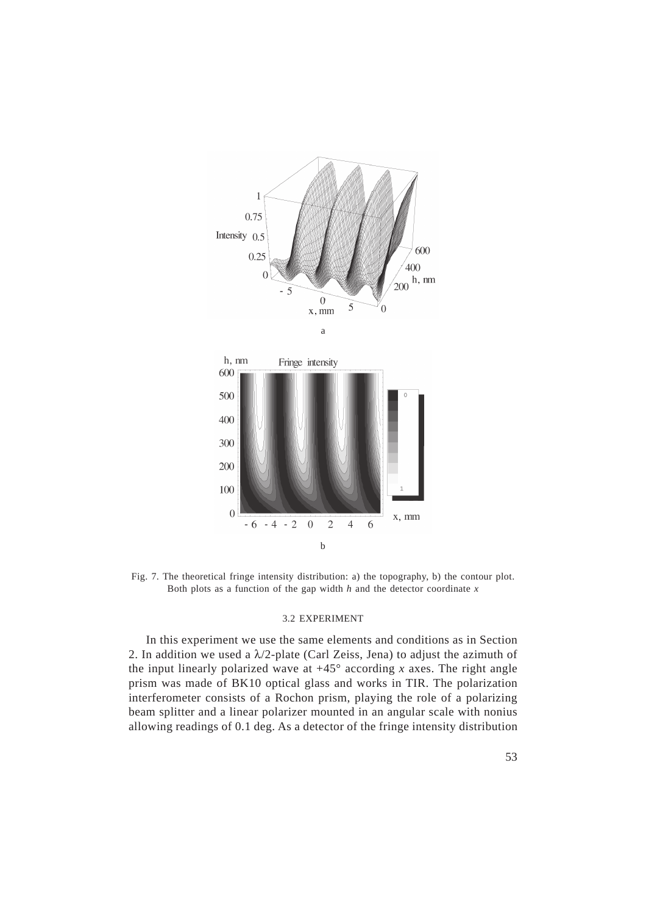Fig. 7. The theoretical fringe intensity distribution: a) the topography, b) the contour plot. Both plots as a function of the gap width $h$ and the detector coordinate $x$

### 3.2 EXPERIMENT

In this experiment we use the same elements and conditions as in Section 2. In addition we used a $\lambda/2$-plate (Carl Zeiss, Jena) to adjust the azimuth of the input linearly polarized wave at $+45°$ according $x$ axes. The right angle prism was made of BK10 optical glass and works in TIR. The polarization interferometer consists of a Rochon prism, playing the role of a polarizing beam splitter and a linear polarizer mounted in an angular scale with nonius allowing readings of 0.1 deg. As a detector of the fringe intensity distribution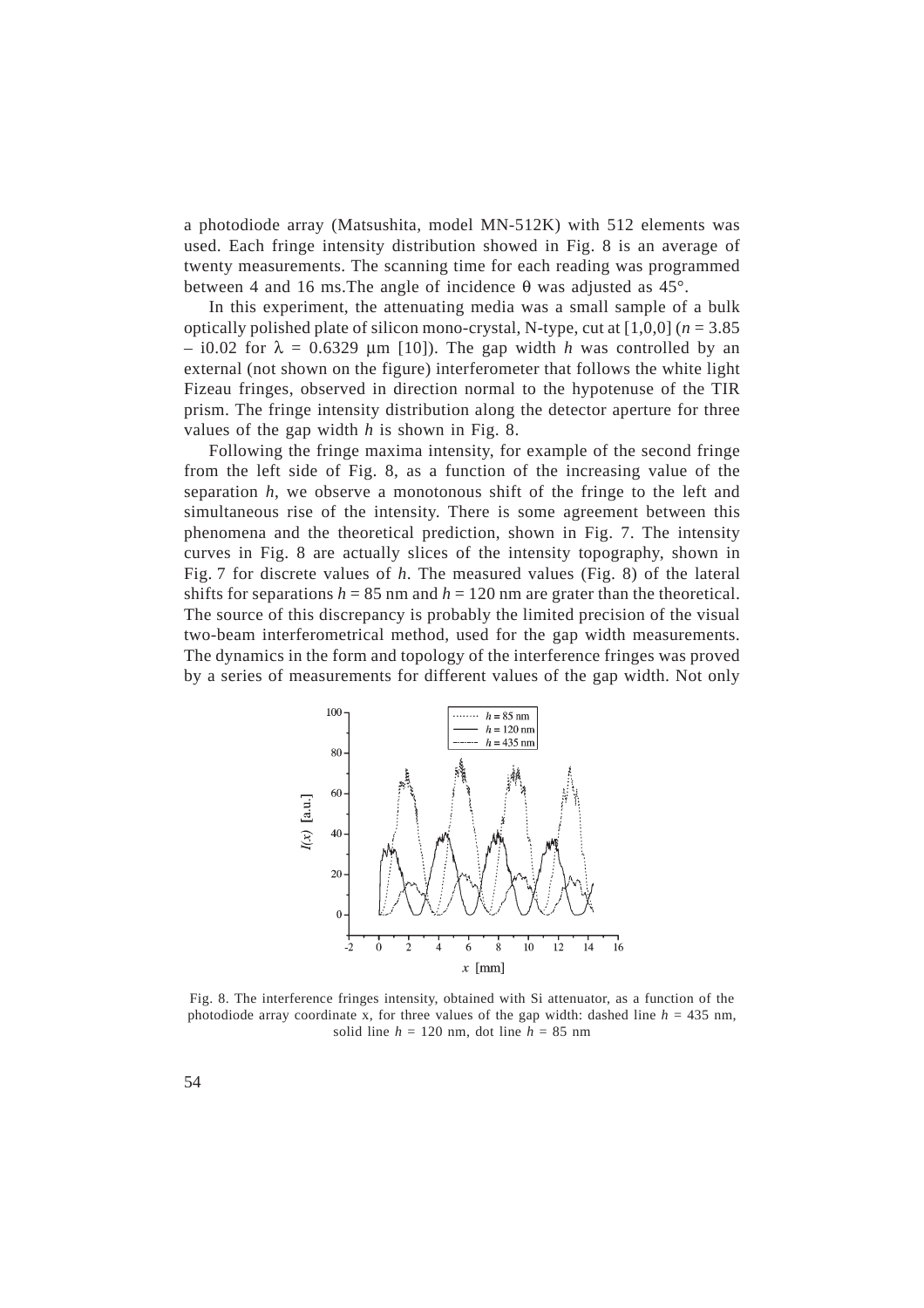a photodiode array (Matsushita, model MN-512K) with 512 elements was used. Each fringe intensity distribution showed in Fig. 8 is an average of twenty measurements. The scanning time for each reading was programmed between 4 and 16 ms.The angle of incidence θ was adjusted as 45°.

In this experiment, the attenuating media was a small sample of a bulk optically polished plate of silicon mono-crystal, N-type, cut at [1,0,0] ($n$ = 3.85 – i0.02 for λ = 0.6329 μm [10]). The gap width $h$ was controlled by an external (not shown on the figure) interferometer that follows the white light Fizeau fringes, observed in direction normal to the hypotenuse of the TIR prism. The fringe intensity distribution along the detector aperture for three values of the gap width $h$ is shown in Fig. 8.

Following the fringe maxima intensity, for example of the second fringe from the left side of Fig. 8, as a function of the increasing value of the separation $h$, we observe a monotonous shift of the fringe to the left and simultaneous rise of the intensity. There is some agreement between this phenomena and the theoretical prediction, shown in Fig. 7. The intensity curves in Fig. 8 are actually slices of the intensity topography, shown in Fig. 7 for discrete values of $h$. The measured values (Fig. 8) of the lateral shifts for separations $h$ = 85 nm and $h$ = 120 nm are grater than the theoretical. The source of this discrepancy is probably the limited precision of the visual two-beam interferometrical method, used for the gap width measurements. The dynamics in the form and topology of the interference fringes was proved by a series of measurements for different values of the gap width. Not only

Fig. 8. The interference fringes intensity, obtained with Si attenuator, as a function of the photodiode array coordinate x, for three values of the gap width: dashed line $h$ = 435 nm, solid line $h$ = 120 nm, dot line $h$ = 85 nm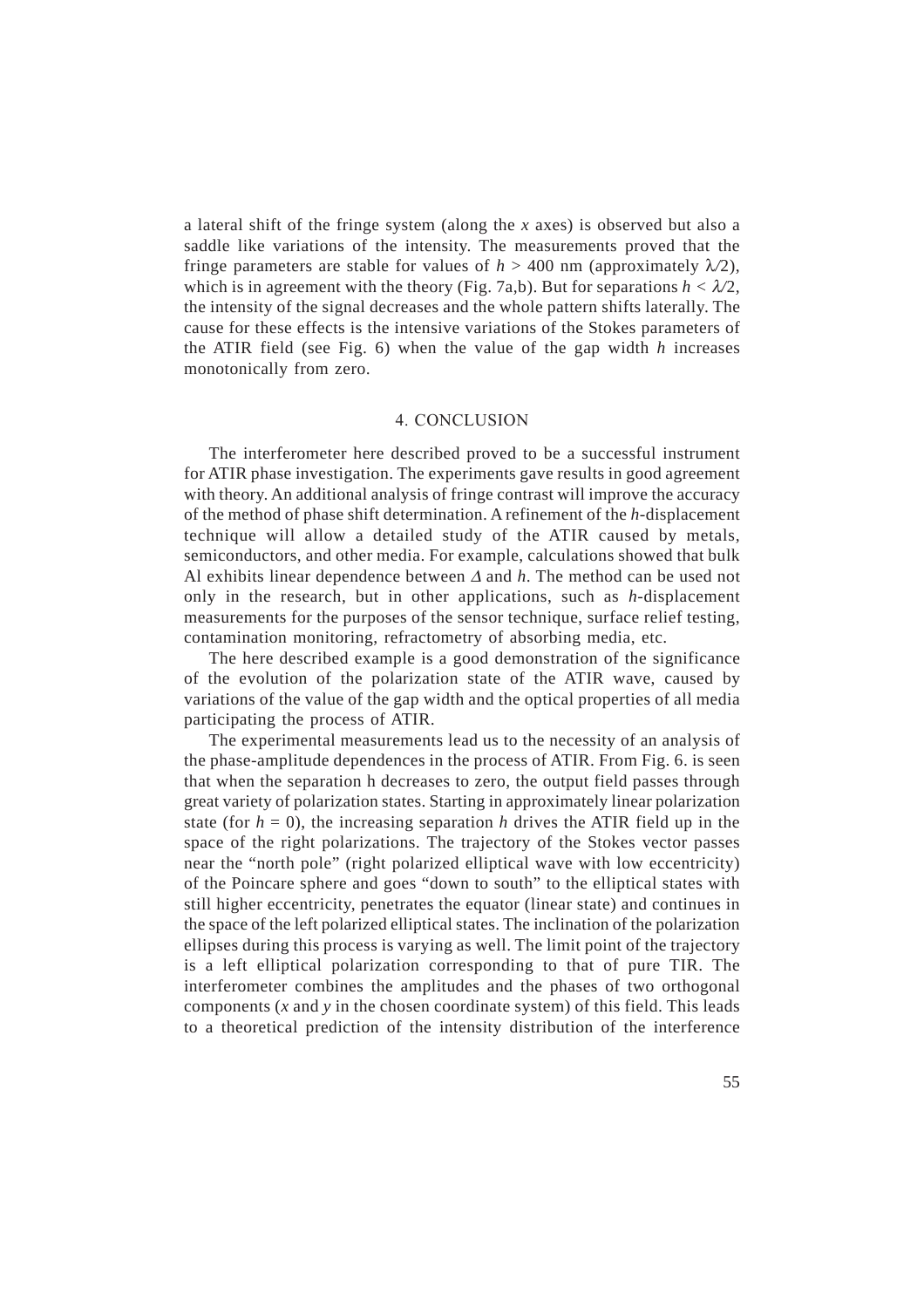a lateral shift of the fringe system (along the $x$ axes) is observed but also a saddle like variations of the intensity. The measurements proved that the fringe parameters are stable for values of $h > 400$ nm (approximately $\lambda/2$), which is in agreement with the theory (Fig. 7a,b). But for separations $h < \lambda/2$, the intensity of the signal decreases and the whole pattern shifts laterally. The cause for these effects is the intensive variations of the Stokes parameters of the ATIR field (see Fig. 6) when the value of the gap width $h$ increases monotonically from zero.

## 4. CONCLUSION

The interferometer here described proved to be a successful instrument for ATIR phase investigation. The experiments gave results in good agreement with theory. An additional analysis of fringe contrast will improve the accuracy of the method of phase shift determination. A refinement of the $h$-displacement technique will allow a detailed study of the ATIR caused by metals, semiconductors, and other media. For example, calculations showed that bulk Al exhibits linear dependence between $\Delta$ and $h$. The method can be used not only in the research, but in other applications, such as $h$-displacement measurements for the purposes of the sensor technique, surface relief testing, contamination monitoring, refractometry of absorbing media, etc.

The here described example is a good demonstration of the significance of the evolution of the polarization state of the ATIR wave, caused by variations of the value of the gap width and the optical properties of all media participating the process of ATIR.

The experimental measurements lead us to the necessity of an analysis of the phase-amplitude dependences in the process of ATIR. From Fig. 6. is seen that when the separation h decreases to zero, the output field passes through great variety of polarization states. Starting in approximately linear polarization state (for $h = 0$), the increasing separation $h$ drives the ATIR field up in the space of the right polarizations. The trajectory of the Stokes vector passes near the "north pole" (right polarized elliptical wave with low eccentricity) of the Poincare sphere and goes "down to south" to the elliptical states with still higher eccentricity, penetrates the equator (linear state) and continues in the space of the left polarized elliptical states. The inclination of the polarization ellipses during this process is varying as well. The limit point of the trajectory is a left elliptical polarization corresponding to that of pure TIR. The interferometer combines the amplitudes and the phases of two orthogonal components ($x$ and $y$ in the chosen coordinate system) of this field. This leads to a theoretical prediction of the intensity distribution of the interference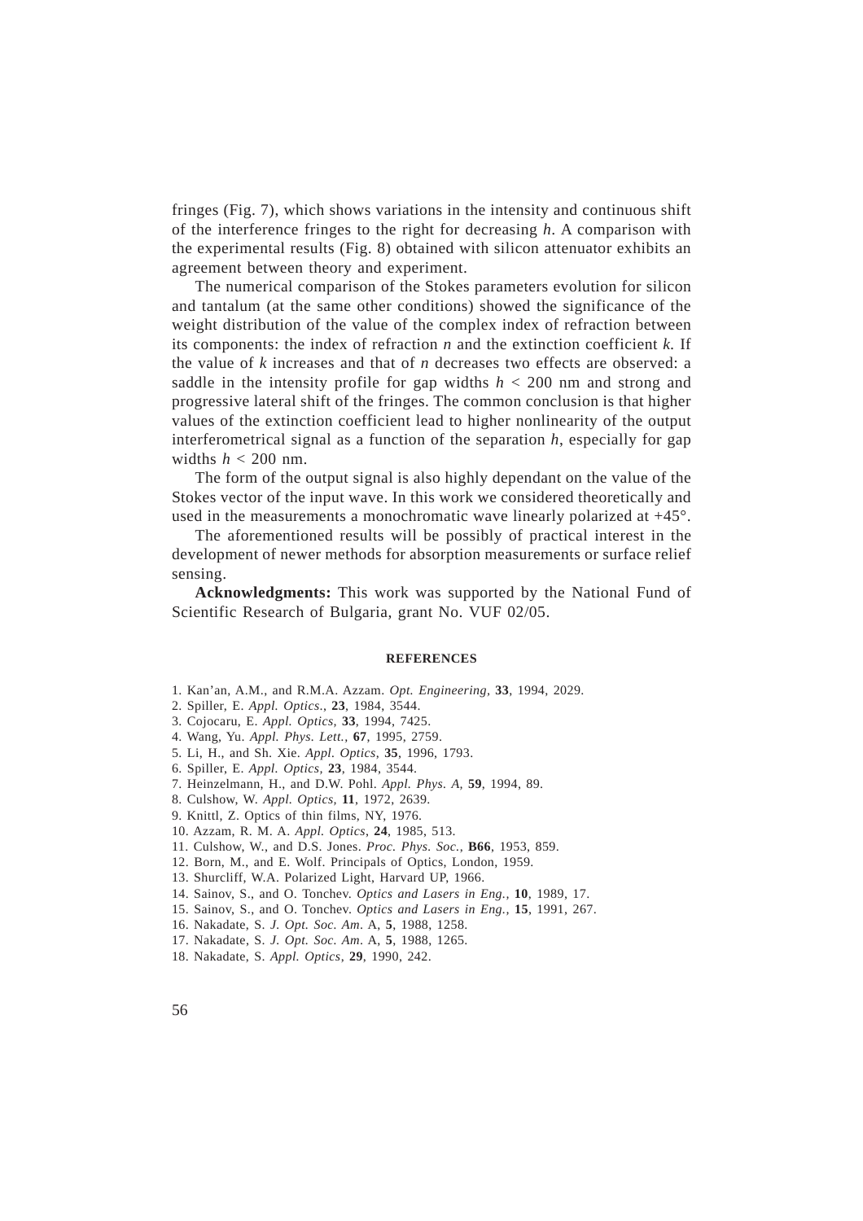fringes (Fig. 7), which shows variations in the intensity and continuous shift of the interference fringes to the right for decreasing $h$. A comparison with the experimental results (Fig. 8) obtained with silicon attenuator exhibits an agreement between theory and experiment.

The numerical comparison of the Stokes parameters evolution for silicon and tantalum (at the same other conditions) showed the significance of the weight distribution of the value of the complex index of refraction between its components: the index of refraction $n$ and the extinction coefficient $k$. If the value of $k$ increases and that of $n$ decreases two effects are observed: a saddle in the intensity profile for gap widths $h < 200$ nm and strong and progressive lateral shift of the fringes. The common conclusion is that higher values of the extinction coefficient lead to higher nonlinearity of the output interferometrical signal as a function of the separation $h$, especially for gap widths $h < 200$ nm.

The form of the output signal is also highly dependant on the value of the Stokes vector of the input wave. In this work we considered theoretically and used in the measurements a monochromatic wave linearly polarized at +45°.

The aforementioned results will be possibly of practical interest in the development of newer methods for absorption measurements or surface relief sensing.

**Acknowledgments:** This work was supported by the National Fund of Scientific Research of Bulgaria, grant No. VUF 02/05.

## REFERENCES

1. Kan'an, A.M., and R.M.A. Azzam. *Opt. Engineering*, **33**, 1994, 2029.
2. Spiller, E. *Appl. Optics*., **23**, 1984, 3544.
3. Cojocaru, E. *Appl. Optics,* **33**, 1994, 7425.
4. Wang, Yu. *Appl. Phys. Lett.*, **67**, 1995, 2759.
5. Li, H., and Sh. Xie. *Appl. Optics*, **35**, 1996, 1793.
6. Spiller, E. *Appl. Optics,* **23**, 1984, 3544.
7. Heinzelmann, H., and D.W. Pohl. *Appl. Phys. A*, **59**, 1994, 89.
8. Culshow, W. *Appl. Optics,* **11**, 1972, 2639.
9. Knittl, Z. Optics of thin films, NY, 1976.
10. Azzam, R. M. A. *Appl. Optics*, **24**, 1985, 513.
11. Culshow, W., and D.S. Jones. *Proc. Phys. Soc.*, **B66**, 1953, 859.
12. Born, M., and E. Wolf. Principals of Optics, London, 1959.
13. Shurcliff, W.A. Polarized Light, Harvard UP, 1966.
14. Sainov, S., and O. Tonchev. *Optics and Lasers in Eng.*, **10**, 1989, 17.
15. Sainov, S., and O. Tonchev. *Optics and Lasers in Eng.*, **15**, 1991, 267.
16. Nakadate, S. *J. Opt. Soc. Am*. A, **5**, 1988, 1258.
17. Nakadate, S. *J. Opt. Soc. Am*. A, **5**, 1988, 1265.
18. Nakadate, S. *Appl. Optics*, **29**, 1990, 242.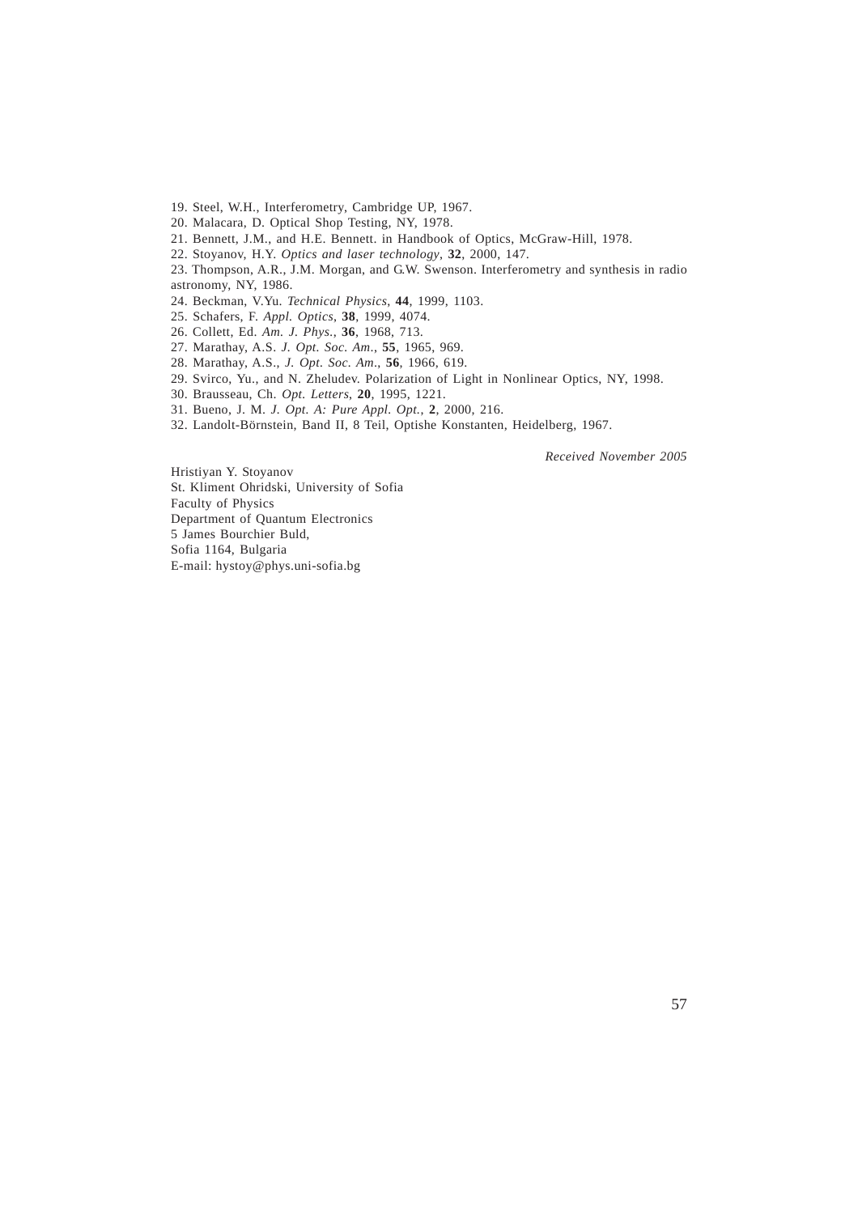19. Steel, W.H., Interferometry, Cambridge UP, 1967.
20. Malacara, D. Optical Shop Testing, NY, 1978.
21. Bennett, J.M., and H.E. Bennett. in Handbook of Optics, McGraw-Hill, 1978.
22. Stoyanov, H.Y. *Optics and laser technology*, **32**, 2000, 147.
23. Thompson, A.R., J.M. Morgan, and G.W. Swenson. Interferometry and synthesis in radio astronomy, NY, 1986.
24. Beckman, V.Yu. *Technical Physics*, **44**, 1999, 1103.
25. Schafers, F. *Appl. Optics*, **38**, 1999, 4074.
26. Collett, Ed. *Am. J. Phys.*, **36**, 1968, 713.
27. Marathay, A.S. *J. Opt. Soc. Am.*, **55**, 1965, 969.
28. Marathay, A.S., *J. Opt. Soc. Am.*, **56**, 1966, 619.
29. Svirco, Yu., and N. Zheludev. Polarization of Light in Nonlinear Optics, NY, 1998.
30. Brausseau, Ch. *Opt. Letters*, **20**, 1995, 1221.
31. Bueno, J. M. *J. Opt. A: Pure Appl. Opt.*, **2**, 2000, 216.
32. Landolt-Börnstein, Band II, 8 Teil, Optishe Konstanten, Heidelberg, 1967.

*Received November 2005*

Hristiyan Y. Stoyanov
St. Kliment Ohridski, University of Sofia
Faculty of Physics
Department of Quantum Electronics
5 James Bourchier Buld,
Sofia 1164, Bulgaria
E-mail: hystoy@phys.uni-sofia.bg